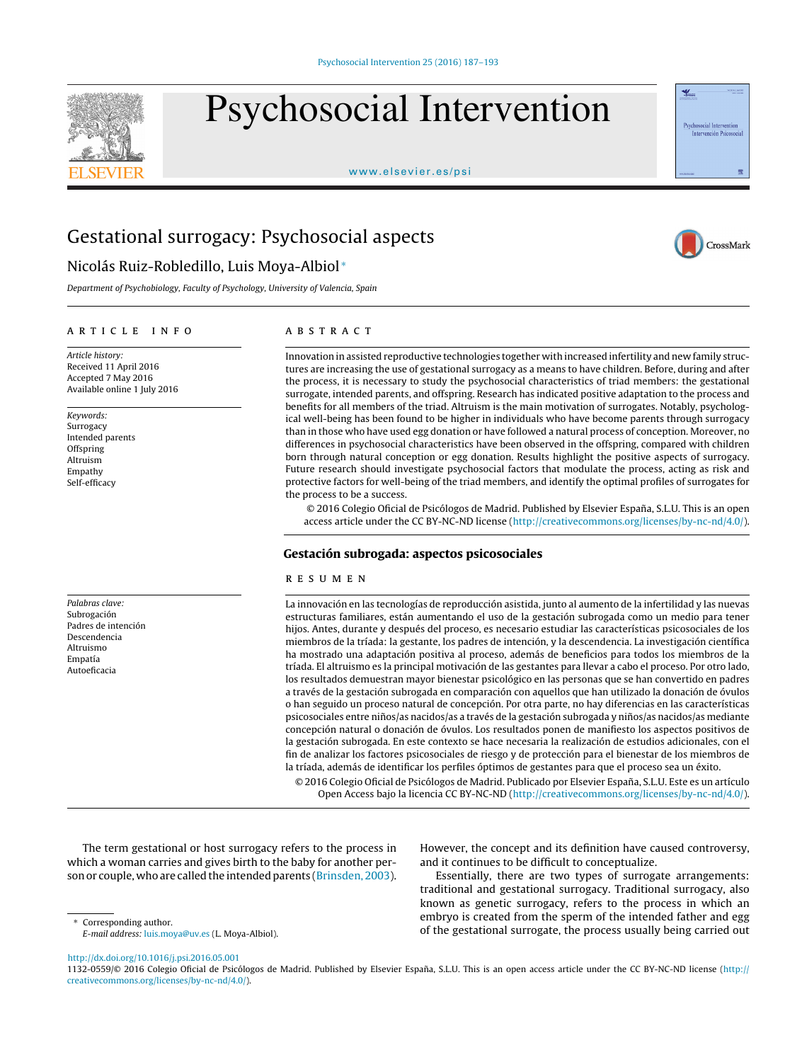# Gestational surrogacy: Psychosocial aspects

Nicolás Ruiz-Robledillo, Luis Moya-Albiol*

*Department of Psychobiology, Faculty of Psychology, University of Valencia, Spain*

## ARTICLE INFO

*Article history:*
Received 11 April 2016
Accepted 7 May 2016
Available online 1 July 2016

*Keywords:*
Surrogacy
Intended parents
Offspring
Altruism
Empathy
Self-efficacy

## ABSTRACT

Innovation in assisted reproductive technologies together with increased infertility and new family structures are increasing the use of gestational surrogacy as a means to have children. Before, during and after the process, it is necessary to study the psychosocial characteristics of triad members: the gestational surrogate, intended parents, and offspring. Research has indicated positive adaptation to the process and benefits for all members of the triad. Altruism is the main motivation of surrogates. Notably, psychological well-being has been found to be higher in individuals who have become parents through surrogacy than in those who have used egg donation or have followed a natural process of conception. Moreover, no differences in psychosocial characteristics have been observed in the offspring, compared with children born through natural conception or egg donation. Results highlight the positive aspects of surrogacy. Future research should investigate psychosocial factors that modulate the process, acting as risk and protective factors for well-being of the triad members, and identify the optimal profiles of surrogates for the process to be a success.

© 2016 Colegio Oficial de Psicólogos de Madrid. Published by Elsevier España, S.L.U. This is an open access article under the CC BY-NC-ND license (http://creativecommons.org/licenses/by-nc-nd/4.0/).

## Gestación subrogada: aspectos psicosociales

*Palabras clave:*
Subrogación
Padres de intención
Descendencia
Altruismo
Empatía
Autoeficacia

## RESUMEN

La innovación en las tecnologías de reproducción asistida, junto al aumento de la infertilidad y las nuevas estructuras familiares, están aumentando el uso de la gestación subrogada como un medio para tener hijos. Antes, durante y después del proceso, es necesario estudiar las características psicosociales de los miembros de la tríada: la gestante, los padres de intención, y la descendencia. La investigación científica ha mostrado una adaptación positiva al proceso, además de beneficios para todos los miembros de la tríada. El altruismo es la principal motivación de las gestantes para llevar a cabo el proceso. Por otro lado, los resultados demuestran mayor bienestar psicológico en las personas que se han convertido en padres a través de la gestación subrogada en comparación con aquellos que han utilizado la donación de óvulos o han seguido un proceso natural de concepción. Por otra parte, no hay diferencias en las características psicosociales entre niños/as nacidos/as a través de la gestación subrogada y niños/as nacidos/as mediante concepción natural o donación de óvulos. Los resultados ponen de manifiesto los aspectos positivos de la gestación subrogada. En este contexto se hace necesaria la realización de estudios adicionales, con el fin de analizar los factores psicosociales de riesgo y de protección para el bienestar de los miembros de la tríada, además de identificar los perfiles óptimos de gestantes para que el proceso sea un éxito.

© 2016 Colegio Oficial de Psicólogos de Madrid. Publicado por Elsevier España, S.L.U. Este es un artículo Open Access bajo la licencia CC BY-NC-ND (http://creativecommons.org/licenses/by-nc-nd/4.0/).

The term gestational or host surrogacy refers to the process in which a woman carries and gives birth to the baby for another person or couple, who are called the intended parents (Brinsden, 2003). However, the concept and its definition have caused controversy, and it continues to be difficult to conceptualize.

Essentially, there are two types of surrogate arrangements: traditional and gestational surrogacy. Traditional surrogacy, also known as genetic surrogacy, refers to the process in which an embryo is created from the sperm of the intended father and egg of the gestational surrogate, the process usually being carried out

\* Corresponding author.
*E-mail address:* luis.moya@uv.es (L. Moya-Albiol).

http://dx.doi.org/10.1016/j.psi.2016.05.001
1132-0559/© 2016 Colegio Oficial de Psicólogos de Madrid. Published by Elsevier España, S.L.U. This is an open access article under the CC BY-NC-ND license (http://creativecommons.org/licenses/by-nc-nd/4.0/).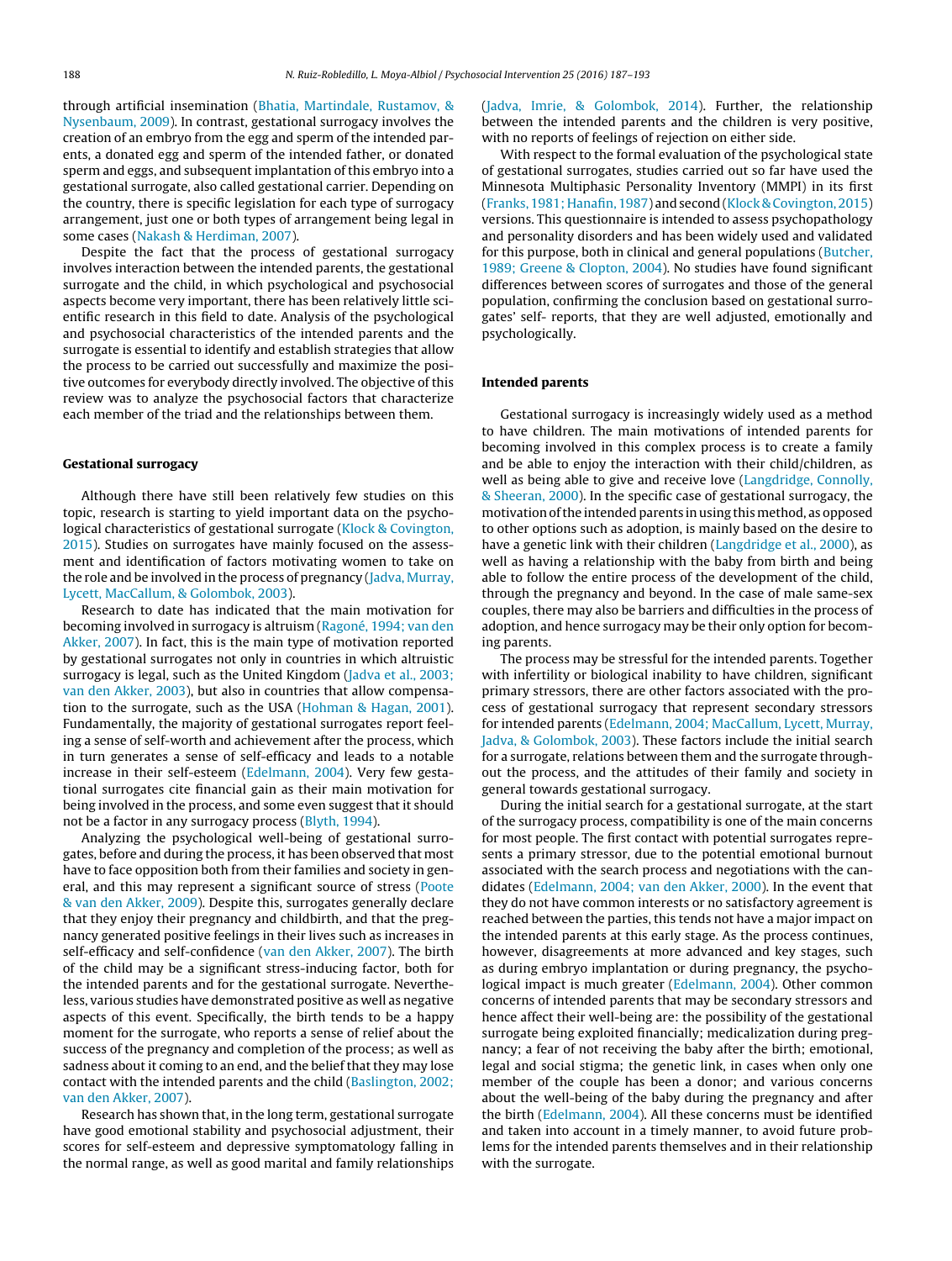through artificial insemination (Bhatia, Martindale, Rustamov, & Nysenbaum, 2009). In contrast, gestational surrogacy involves the creation of an embryo from the egg and sperm of the intended parents, a donated egg and sperm of the intended father, or donated sperm and eggs, and subsequent implantation of this embryo into a gestational surrogate, also called gestational carrier. Depending on the country, there is specific legislation for each type of surrogacy arrangement, just one or both types of arrangement being legal in some cases (Nakash & Herdiman, 2007).

Despite the fact that the process of gestational surrogacy involves interaction between the intended parents, the gestational surrogate and the child, in which psychological and psychosocial aspects become very important, there has been relatively little scientific research in this field to date. Analysis of the psychological and psychosocial characteristics of the intended parents and the surrogate is essential to identify and establish strategies that allow the process to be carried out successfully and maximize the positive outcomes for everybody directly involved. The objective of this review was to analyze the psychosocial factors that characterize each member of the triad and the relationships between them.

## Gestational surrogacy

Although there have still been relatively few studies on this topic, research is starting to yield important data on the psychological characteristics of gestational surrogate (Klock & Covington, 2015). Studies on surrogates have mainly focused on the assessment and identification of factors motivating women to take on the role and be involved in the process of pregnancy (Jadva, Murray, Lycett, MacCallum, & Golombok, 2003).

Research to date has indicated that the main motivation for becoming involved in surrogacy is altruism (Ragoné, 1994; van den Akker, 2007). In fact, this is the main type of motivation reported by gestational surrogates not only in countries in which altruistic surrogacy is legal, such as the United Kingdom (Jadva et al., 2003; van den Akker, 2003), but also in countries that allow compensation to the surrogate, such as the USA (Hohman & Hagan, 2001). Fundamentally, the majority of gestational surrogates report feeling a sense of self-worth and achievement after the process, which in turn generates a sense of self-efficacy and leads to a notable increase in their self-esteem (Edelmann, 2004). Very few gestational surrogates cite financial gain as their main motivation for being involved in the process, and some even suggest that it should not be a factor in any surrogacy process (Blyth, 1994).

Analyzing the psychological well-being of gestational surrogates, before and during the process, it has been observed that most have to face opposition both from their families and society in general, and this may represent a significant source of stress (Poote & van den Akker, 2009). Despite this, surrogates generally declare that they enjoy their pregnancy and childbirth, and that the pregnancy generated positive feelings in their lives such as increases in self-efficacy and self-confidence (van den Akker, 2007). The birth of the child may be a significant stress-inducing factor, both for the intended parents and for the gestational surrogate. Nevertheless, various studies have demonstrated positive as well as negative aspects of this event. Specifically, the birth tends to be a happy moment for the surrogate, who reports a sense of relief about the success of the pregnancy and completion of the process; as well as sadness about it coming to an end, and the belief that they may lose contact with the intended parents and the child (Baslington, 2002; van den Akker, 2007).

Research has shown that, in the long term, gestational surrogate have good emotional stability and psychosocial adjustment, their scores for self-esteem and depressive symptomatology falling in the normal range, as well as good marital and family relationships (Jadva, Imrie, & Golombok, 2014). Further, the relationship between the intended parents and the children is very positive, with no reports of feelings of rejection on either side.

With respect to the formal evaluation of the psychological state of gestational surrogates, studies carried out so far have used the Minnesota Multiphasic Personality Inventory (MMPI) in its first (Franks, 1981; Hanafin, 1987) and second (Klock & Covington, 2015) versions. This questionnaire is intended to assess psychopathology and personality disorders and has been widely used and validated for this purpose, both in clinical and general populations (Butcher, 1989; Greene & Clopton, 2004). No studies have found significant differences between scores of surrogates and those of the general population, confirming the conclusion based on gestational surrogates' self- reports, that they are well adjusted, emotionally and psychologically.

## Intended parents

Gestational surrogacy is increasingly widely used as a method to have children. The main motivations of intended parents for becoming involved in this complex process is to create a family and be able to enjoy the interaction with their child/children, as well as being able to give and receive love (Langdridge, Connolly, & Sheeran, 2000). In the specific case of gestational surrogacy, the motivation of the intended parents in using this method, as opposed to other options such as adoption, is mainly based on the desire to have a genetic link with their children (Langdridge et al., 2000), as well as having a relationship with the baby from birth and being able to follow the entire process of the development of the child, through the pregnancy and beyond. In the case of male same-sex couples, there may also be barriers and difficulties in the process of adoption, and hence surrogacy may be their only option for becoming parents.

The process may be stressful for the intended parents. Together with infertility or biological inability to have children, significant primary stressors, there are other factors associated with the process of gestational surrogacy that represent secondary stressors for intended parents (Edelmann, 2004; MacCallum, Lycett, Murray, Jadva, & Golombok, 2003). These factors include the initial search for a surrogate, relations between them and the surrogate throughout the process, and the attitudes of their family and society in general towards gestational surrogacy.

During the initial search for a gestational surrogate, at the start of the surrogacy process, compatibility is one of the main concerns for most people. The first contact with potential surrogates represents a primary stressor, due to the potential emotional burnout associated with the search process and negotiations with the candidates (Edelmann, 2004; van den Akker, 2000). In the event that they do not have common interests or no satisfactory agreement is reached between the parties, this tends not have a major impact on the intended parents at this early stage. As the process continues, however, disagreements at more advanced and key stages, such as during embryo implantation or during pregnancy, the psychological impact is much greater (Edelmann, 2004). Other common concerns of intended parents that may be secondary stressors and hence affect their well-being are: the possibility of the gestational surrogate being exploited financially; medicalization during pregnancy; a fear of not receiving the baby after the birth; emotional, legal and social stigma; the genetic link, in cases when only one member of the couple has been a donor; and various concerns about the well-being of the baby during the pregnancy and after the birth (Edelmann, 2004). All these concerns must be identified and taken into account in a timely manner, to avoid future problems for the intended parents themselves and in their relationship with the surrogate.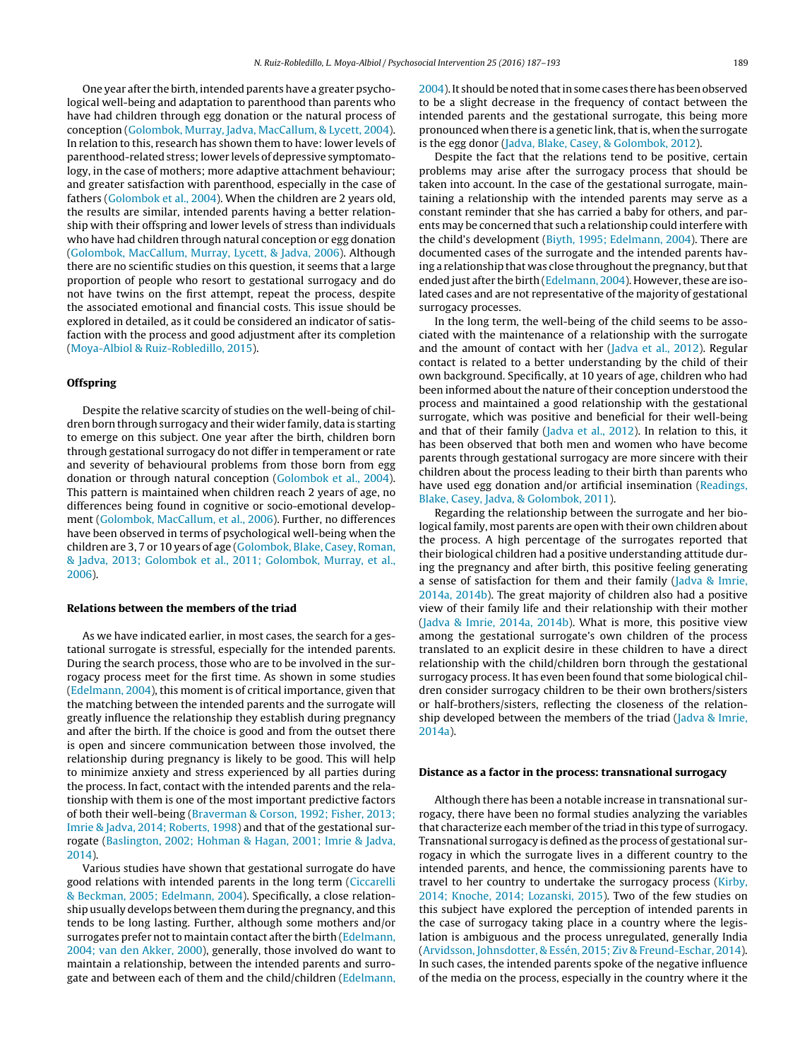One year after the birth, intended parents have a greater psychological well-being and adaptation to parenthood than parents who have had children through egg donation or the natural process of conception (Golombok, Murray, Jadva, MacCallum, & Lycett, 2004). In relation to this, research has shown them to have: lower levels of parenthood-related stress; lower levels of depressive symptomatology, in the case of mothers; more adaptive attachment behaviour; and greater satisfaction with parenthood, especially in the case of fathers (Golombok et al., 2004). When the children are 2 years old, the results are similar, intended parents having a better relationship with their offspring and lower levels of stress than individuals who have had children through natural conception or egg donation (Golombok, MacCallum, Murray, Lycett, & Jadva, 2006). Although there are no scientific studies on this question, it seems that a large proportion of people who resort to gestational surrogacy and do not have twins on the first attempt, repeat the process, despite the associated emotional and financial costs. This issue should be explored in detailed, as it could be considered an indicator of satisfaction with the process and good adjustment after its completion (Moya-Albiol & Ruiz-Robledillo, 2015).

## Offspring

Despite the relative scarcity of studies on the well-being of children born through surrogacy and their wider family, data is starting to emerge on this subject. One year after the birth, children born through gestational surrogacy do not differ in temperament or rate and severity of behavioural problems from those born from egg donation or through natural conception (Golombok et al., 2004). This pattern is maintained when children reach 2 years of age, no differences being found in cognitive or socio-emotional development (Golombok, MacCallum, et al., 2006). Further, no differences have been observed in terms of psychological well-being when the children are 3, 7 or 10 years of age (Golombok, Blake, Casey, Roman, & Jadva, 2013; Golombok et al., 2011; Golombok, Murray, et al., 2006).

## Relations between the members of the triad

As we have indicated earlier, in most cases, the search for a gestational surrogate is stressful, especially for the intended parents. During the search process, those who are to be involved in the surrogacy process meet for the first time. As shown in some studies (Edelmann, 2004), this moment is of critical importance, given that the matching between the intended parents and the surrogate will greatly influence the relationship they establish during pregnancy and after the birth. If the choice is good and from the outset there is open and sincere communication between those involved, the relationship during pregnancy is likely to be good. This will help to minimize anxiety and stress experienced by all parties during the process. In fact, contact with the intended parents and the relationship with them is one of the most important predictive factors of both their well-being (Braverman & Corson, 1992; Fisher, 2013; Imrie & Jadva, 2014; Roberts, 1998) and that of the gestational surrogate (Baslington, 2002; Hohman & Hagan, 2001; Imrie & Jadva, 2014).

Various studies have shown that gestational surrogate do have good relations with intended parents in the long term (Ciccarelli & Beckman, 2005; Edelmann, 2004). Specifically, a close relationship usually develops between them during the pregnancy, and this tends to be long lasting. Further, although some mothers and/or surrogates prefer not to maintain contact after the birth (Edelmann, 2004; van den Akker, 2000), generally, those involved do want to maintain a relationship, between the intended parents and surrogate and between each of them and the child/children (Edelmann, 2004). It should be noted that in some cases there has been observed to be a slight decrease in the frequency of contact between the intended parents and the gestational surrogate, this being more pronounced when there is a genetic link, that is, when the surrogate is the egg donor (Jadva, Blake, Casey, & Golombok, 2012).

Despite the fact that the relations tend to be positive, certain problems may arise after the surrogacy process that should be taken into account. In the case of the gestational surrogate, maintaining a relationship with the intended parents may serve as a constant reminder that she has carried a baby for others, and parents may be concerned that such a relationship could interfere with the child's development (Biyth, 1995; Edelmann, 2004). There are documented cases of the surrogate and the intended parents having a relationship that was close throughout the pregnancy, but that ended just after the birth (Edelmann, 2004). However, these are isolated cases and are not representative of the majority of gestational surrogacy processes.

In the long term, the well-being of the child seems to be associated with the maintenance of a relationship with the surrogate and the amount of contact with her (Jadva et al., 2012). Regular contact is related to a better understanding by the child of their own background. Specifically, at 10 years of age, children who had been informed about the nature of their conception understood the process and maintained a good relationship with the gestational surrogate, which was positive and beneficial for their well-being and that of their family (Jadva et al., 2012). In relation to this, it has been observed that both men and women who have become parents through gestational surrogacy are more sincere with their children about the process leading to their birth than parents who have used egg donation and/or artificial insemination (Readings, Blake, Casey, Jadva, & Golombok, 2011).

Regarding the relationship between the surrogate and her biological family, most parents are open with their own children about the process. A high percentage of the surrogates reported that their biological children had a positive understanding attitude during the pregnancy and after birth, this positive feeling generating a sense of satisfaction for them and their family (Jadva & Imrie, 2014a, 2014b). The great majority of children also had a positive view of their family life and their relationship with their mother (Jadva & Imrie, 2014a, 2014b). What is more, this positive view among the gestational surrogate's own children of the process translated to an explicit desire in these children to have a direct relationship with the child/children born through the gestational surrogacy process. It has even been found that some biological children consider surrogacy children to be their own brothers/sisters or half-brothers/sisters, reflecting the closeness of the relationship developed between the members of the triad (Jadva & Imrie, 2014a).

## Distance as a factor in the process: transnational surrogacy

Although there has been a notable increase in transnational surrogacy, there have been no formal studies analyzing the variables that characterize each member of the triad in this type of surrogacy. Transnational surrogacy is defined as the process of gestational surrogacy in which the surrogate lives in a different country to the intended parents, and hence, the commissioning parents have to travel to her country to undertake the surrogacy process (Kirby, 2014; Knoche, 2014; Lozanski, 2015). Two of the few studies on this subject have explored the perception of intended parents in the case of surrogacy taking place in a country where the legislation is ambiguous and the process unregulated, generally India (Arvidsson, Johnsdotter, & Essén, 2015; Ziv & Freund-Eschar, 2014). In such cases, the intended parents spoke of the negative influence of the media on the process, especially in the country where it the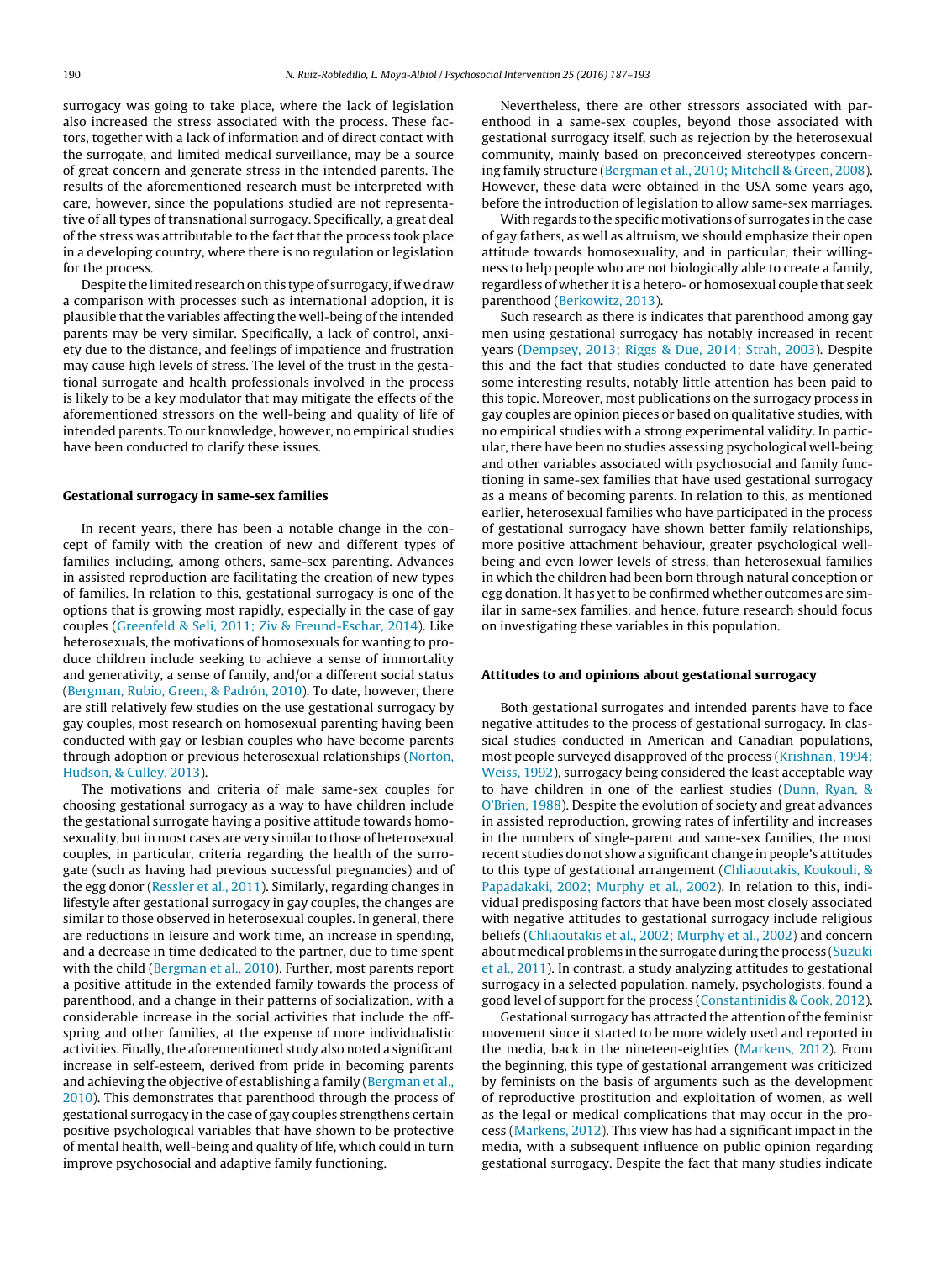surrogacy was going to take place, where the lack of legislation also increased the stress associated with the process. These factors, together with a lack of information and of direct contact with the surrogate, and limited medical surveillance, may be a source of great concern and generate stress in the intended parents. The results of the aforementioned research must be interpreted with care, however, since the populations studied are not representative of all types of transnational surrogacy. Specifically, a great deal of the stress was attributable to the fact that the process took place in a developing country, where there is no regulation or legislation for the process.

Despite the limited research on this type of surrogacy, if we draw a comparison with processes such as international adoption, it is plausible that the variables affecting the well-being of the intended parents may be very similar. Specifically, a lack of control, anxiety due to the distance, and feelings of impatience and frustration may cause high levels of stress. The level of the trust in the gestational surrogate and health professionals involved in the process is likely to be a key modulator that may mitigate the effects of the aforementioned stressors on the well-being and quality of life of intended parents. To our knowledge, however, no empirical studies have been conducted to clarify these issues.

## Gestational surrogacy in same-sex families

In recent years, there has been a notable change in the concept of family with the creation of new and different types of families including, among others, same-sex parenting. Advances in assisted reproduction are facilitating the creation of new types of families. In relation to this, gestational surrogacy is one of the options that is growing most rapidly, especially in the case of gay couples (Greenfeld & Seli, 2011; Ziv & Freund-Eschar, 2014). Like heterosexuals, the motivations of homosexuals for wanting to produce children include seeking to achieve a sense of immortality and generativity, a sense of family, and/or a different social status (Bergman, Rubio, Green, & Padrón, 2010). To date, however, there are still relatively few studies on the use gestational surrogacy by gay couples, most research on homosexual parenting having been conducted with gay or lesbian couples who have become parents through adoption or previous heterosexual relationships (Norton, Hudson, & Culley, 2013).

The motivations and criteria of male same-sex couples for choosing gestational surrogacy as a way to have children include the gestational surrogate having a positive attitude towards homosexuality, but in most cases are very similar to those of heterosexual couples, in particular, criteria regarding the health of the surrogate (such as having had previous successful pregnancies) and of the egg donor (Ressler et al., 2011). Similarly, regarding changes in lifestyle after gestational surrogacy in gay couples, the changes are similar to those observed in heterosexual couples. In general, there are reductions in leisure and work time, an increase in spending, and a decrease in time dedicated to the partner, due to time spent with the child (Bergman et al., 2010). Further, most parents report a positive attitude in the extended family towards the process of parenthood, and a change in their patterns of socialization, with a considerable increase in the social activities that include the offspring and other families, at the expense of more individualistic activities. Finally, the aforementioned study also noted a significant increase in self-esteem, derived from pride in becoming parents and achieving the objective of establishing a family (Bergman et al., 2010). This demonstrates that parenthood through the process of gestational surrogacy in the case of gay couples strengthens certain positive psychological variables that have shown to be protective of mental health, well-being and quality of life, which could in turn improve psychosocial and adaptive family functioning.

Nevertheless, there are other stressors associated with parenthood in a same-sex couples, beyond those associated with gestational surrogacy itself, such as rejection by the heterosexual community, mainly based on preconceived stereotypes concerning family structure (Bergman et al., 2010; Mitchell & Green, 2008). However, these data were obtained in the USA some years ago, before the introduction of legislation to allow same-sex marriages.

With regards to the specific motivations of surrogates in the case of gay fathers, as well as altruism, we should emphasize their open attitude towards homosexuality, and in particular, their willingness to help people who are not biologically able to create a family, regardless of whether it is a hetero- or homosexual couple that seek parenthood (Berkowitz, 2013).

Such research as there is indicates that parenthood among gay men using gestational surrogacy has notably increased in recent years (Dempsey, 2013; Riggs & Due, 2014; Strah, 2003). Despite this and the fact that studies conducted to date have generated some interesting results, notably little attention has been paid to this topic. Moreover, most publications on the surrogacy process in gay couples are opinion pieces or based on qualitative studies, with no empirical studies with a strong experimental validity. In particular, there have been no studies assessing psychological well-being and other variables associated with psychosocial and family functioning in same-sex families that have used gestational surrogacy as a means of becoming parents. In relation to this, as mentioned earlier, heterosexual families who have participated in the process of gestational surrogacy have shown better family relationships, more positive attachment behaviour, greater psychological well-being and even lower levels of stress, than heterosexual families in which the children had been born through natural conception or egg donation. It has yet to be confirmed whether outcomes are similar in same-sex families, and hence, future research should focus on investigating these variables in this population.

## Attitudes to and opinions about gestational surrogacy

Both gestational surrogates and intended parents have to face negative attitudes to the process of gestational surrogacy. In classical studies conducted in American and Canadian populations, most people surveyed disapproved of the process (Krishnan, 1994; Weiss, 1992), surrogacy being considered the least acceptable way to have children in one of the earliest studies (Dunn, Ryan, & O'Brien, 1988). Despite the evolution of society and great advances in assisted reproduction, growing rates of infertility and increases in the numbers of single-parent and same-sex families, the most recent studies do not show a significant change in people's attitudes to this type of gestational arrangement (Chliaoutakis, Koukouli, & Papadakaki, 2002; Murphy et al., 2002). In relation to this, individual predisposing factors that have been most closely associated with negative attitudes to gestational surrogacy include religious beliefs (Chliaoutakis et al., 2002; Murphy et al., 2002) and concern about medical problems in the surrogate during the process (Suzuki et al., 2011). In contrast, a study analyzing attitudes to gestational surrogacy in a selected population, namely, psychologists, found a good level of support for the process (Constantinidis & Cook, 2012).

Gestational surrogacy has attracted the attention of the feminist movement since it started to be more widely used and reported in the media, back in the nineteen-eighties (Markens, 2012). From the beginning, this type of gestational arrangement was criticized by feminists on the basis of arguments such as the development of reproductive prostitution and exploitation of women, as well as the legal or medical complications that may occur in the process (Markens, 2012). This view has had a significant impact in the media, with a subsequent influence on public opinion regarding gestational surrogacy. Despite the fact that many studies indicate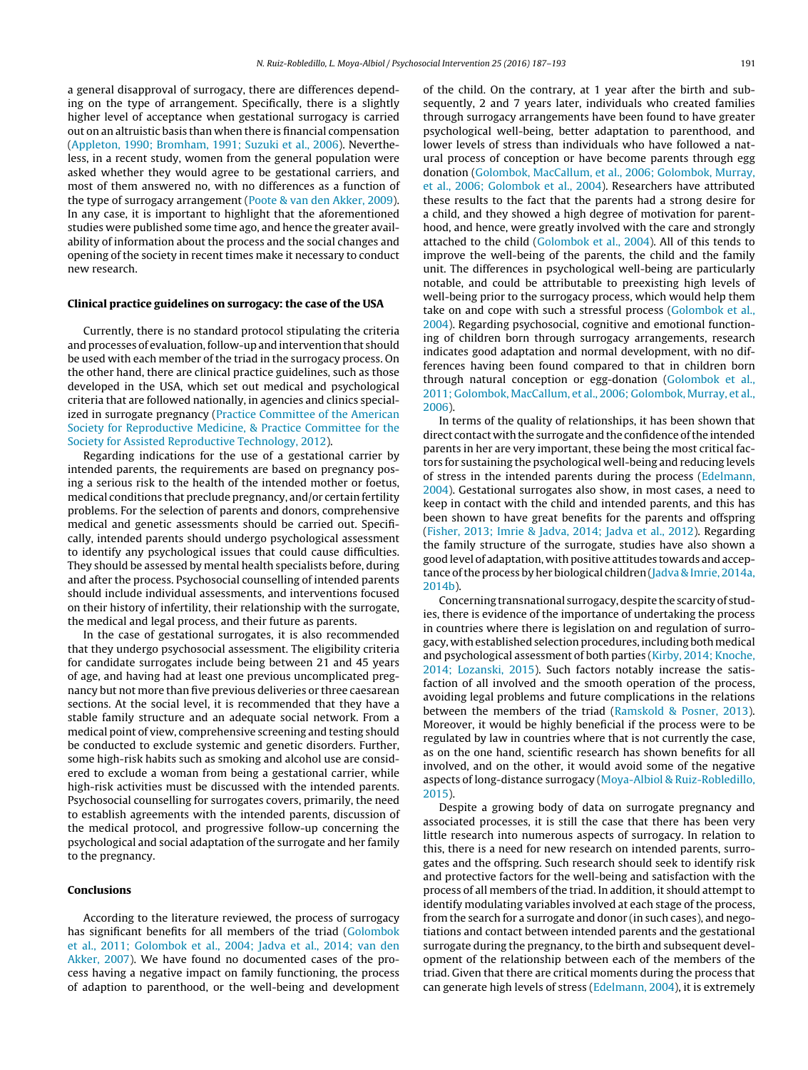a general disapproval of surrogacy, there are differences depending on the type of arrangement. Specifically, there is a slightly higher level of acceptance when gestational surrogacy is carried out on an altruistic basis than when there is financial compensation (Appleton, 1990; Bromham, 1991; Suzuki et al., 2006). Nevertheless, in a recent study, women from the general population were asked whether they would agree to be gestational carriers, and most of them answered no, with no differences as a function of the type of surrogacy arrangement (Poote & van den Akker, 2009). In any case, it is important to highlight that the aforementioned studies were published some time ago, and hence the greater availability of information about the process and the social changes and opening of the society in recent times make it necessary to conduct new research.

## Clinical practice guidelines on surrogacy: the case of the USA

Currently, there is no standard protocol stipulating the criteria and processes of evaluation, follow-up and intervention that should be used with each member of the triad in the surrogacy process. On the other hand, there are clinical practice guidelines, such as those developed in the USA, which set out medical and psychological criteria that are followed nationally, in agencies and clinics specialized in surrogate pregnancy (Practice Committee of the American Society for Reproductive Medicine, & Practice Committee for the Society for Assisted Reproductive Technology, 2012).

Regarding indications for the use of a gestational carrier by intended parents, the requirements are based on pregnancy posing a serious risk to the health of the intended mother or foetus, medical conditions that preclude pregnancy, and/or certain fertility problems. For the selection of parents and donors, comprehensive medical and genetic assessments should be carried out. Specifically, intended parents should undergo psychological assessment to identify any psychological issues that could cause difficulties. They should be assessed by mental health specialists before, during and after the process. Psychosocial counselling of intended parents should include individual assessments, and interventions focused on their history of infertility, their relationship with the surrogate, the medical and legal process, and their future as parents.

In the case of gestational surrogates, it is also recommended that they undergo psychosocial assessment. The eligibility criteria for candidate surrogates include being between 21 and 45 years of age, and having had at least one previous uncomplicated pregnancy but not more than five previous deliveries or three caesarean sections. At the social level, it is recommended that they have a stable family structure and an adequate social network. From a medical point of view, comprehensive screening and testing should be conducted to exclude systemic and genetic disorders. Further, some high-risk habits such as smoking and alcohol use are considered to exclude a woman from being a gestational carrier, while high-risk activities must be discussed with the intended parents. Psychosocial counselling for surrogates covers, primarily, the need to establish agreements with the intended parents, discussion of the medical protocol, and progressive follow-up concerning the psychological and social adaptation of the surrogate and her family to the pregnancy.

## Conclusions

According to the literature reviewed, the process of surrogacy has significant benefits for all members of the triad (Golombok et al., 2011; Golombok et al., 2004; Jadva et al., 2014; van den Akker, 2007). We have found no documented cases of the process having a negative impact on family functioning, the process of adaption to parenthood, or the well-being and development of the child. On the contrary, at 1 year after the birth and subsequently, 2 and 7 years later, individuals who created families through surrogacy arrangements have been found to have greater psychological well-being, better adaptation to parenthood, and lower levels of stress than individuals who have followed a natural process of conception or have become parents through egg donation (Golombok, MacCallum, et al., 2006; Golombok, Murray, et al., 2006; Golombok et al., 2004). Researchers have attributed these results to the fact that the parents had a strong desire for a child, and they showed a high degree of motivation for parenthood, and hence, were greatly involved with the care and strongly attached to the child (Golombok et al., 2004). All of this tends to improve the well-being of the parents, the child and the family unit. The differences in psychological well-being are particularly notable, and could be attributable to preexisting high levels of well-being prior to the surrogacy process, which would help them take on and cope with such a stressful process (Golombok et al., 2004). Regarding psychosocial, cognitive and emotional functioning of children born through surrogacy arrangements, research indicates good adaptation and normal development, with no differences having been found compared to that in children born through natural conception or egg-donation (Golombok et al., 2011; Golombok, MacCallum, et al., 2006; Golombok, Murray, et al., 2006).

In terms of the quality of relationships, it has been shown that direct contact with the surrogate and the confidence of the intended parents in her are very important, these being the most critical factors for sustaining the psychological well-being and reducing levels of stress in the intended parents during the process (Edelmann, 2004). Gestational surrogates also show, in most cases, a need to keep in contact with the child and intended parents, and this has been shown to have great benefits for the parents and offspring (Fisher, 2013; Imrie & Jadva, 2014; Jadva et al., 2012). Regarding the family structure of the surrogate, studies have also shown a good level of adaptation, with positive attitudes towards and acceptance of the process by her biological children (Jadva & Imrie, 2014a, 2014b).

Concerning transnational surrogacy, despite the scarcity of studies, there is evidence of the importance of undertaking the process in countries where there is legislation on and regulation of surrogacy, with established selection procedures, including both medical and psychological assessment of both parties (Kirby, 2014; Knoche, 2014; Lozanski, 2015). Such factors notably increase the satisfaction of all involved and the smooth operation of the process, avoiding legal problems and future complications in the relations between the members of the triad (Ramskold & Posner, 2013). Moreover, it would be highly beneficial if the process were to be regulated by law in countries where that is not currently the case, as on the one hand, scientific research has shown benefits for all involved, and on the other, it would avoid some of the negative aspects of long-distance surrogacy (Moya-Albiol & Ruiz-Robledillo, 2015).

Despite a growing body of data on surrogate pregnancy and associated processes, it is still the case that there has been very little research into numerous aspects of surrogacy. In relation to this, there is a need for new research on intended parents, surrogates and the offspring. Such research should seek to identify risk and protective factors for the well-being and satisfaction with the process of all members of the triad. In addition, it should attempt to identify modulating variables involved at each stage of the process, from the search for a surrogate and donor (in such cases), and negotiations and contact between intended parents and the gestational surrogate during the pregnancy, to the birth and subsequent development of the relationship between each of the members of the triad. Given that there are critical moments during the process that can generate high levels of stress (Edelmann, 2004), it is extremely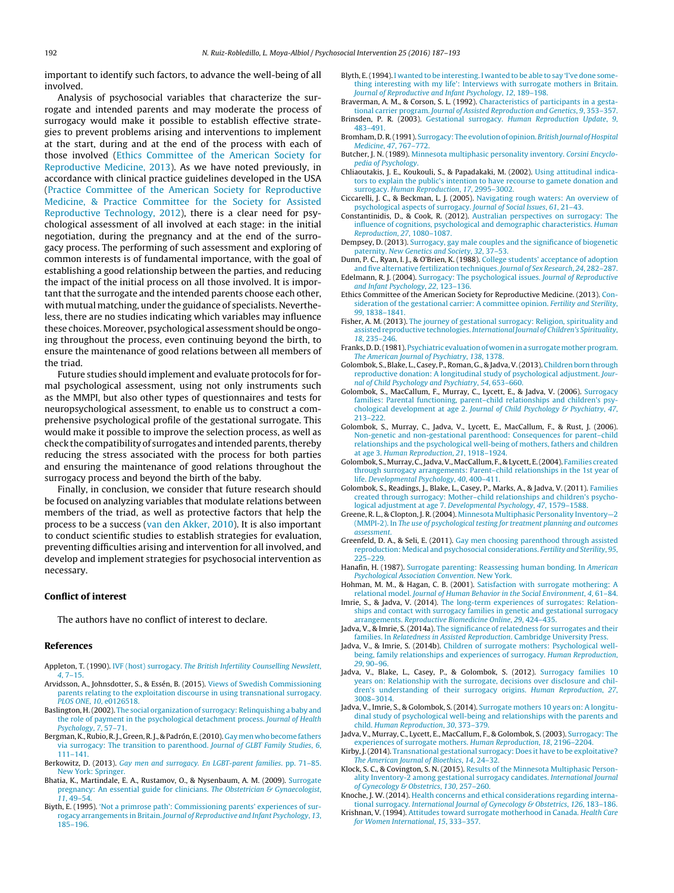important to identify such factors, to advance the well-being of all involved.

Analysis of psychosocial variables that characterize the surrogate and intended parents and may moderate the process of surrogacy would make it possible to establish effective strategies to prevent problems arising and interventions to implement at the start, during and at the end of the process with each of those involved (Ethics Committee of the American Society for Reproductive Medicine, 2013). As we have noted previously, in accordance with clinical practice guidelines developed in the USA (Practice Committee of the American Society for Reproductive Medicine, & Practice Committee for the Society for Assisted Reproductive Technology, 2012), there is a clear need for psychological assessment of all involved at each stage: in the initial negotiation, during the pregnancy and at the end of the surrogacy process. The performing of such assessment and exploring of common interests is of fundamental importance, with the goal of establishing a good relationship between the parties, and reducing the impact of the initial process on all those involved. It is important that the surrogate and the intended parents choose each other, with mutual matching, under the guidance of specialists. Nevertheless, there are no studies indicating which variables may influence these choices. Moreover, psychological assessment should be ongoing throughout the process, even continuing beyond the birth, to ensure the maintenance of good relations between all members of the triad.

Future studies should implement and evaluate protocols for formal psychological assessment, using not only instruments such as the MMPI, but also other types of questionnaires and tests for neuropsychological assessment, to enable us to construct a comprehensive psychological profile of the gestational surrogate. This would make it possible to improve the selection process, as well as check the compatibility of surrogates and intended parents, thereby reducing the stress associated with the process for both parties and ensuring the maintenance of good relations throughout the surrogacy process and beyond the birth of the baby.

Finally, in conclusion, we consider that future research should be focused on analyzing variables that modulate relations between members of the triad, as well as protective factors that help the process to be a success (van den Akker, 2010). It is also important to conduct scientific studies to establish strategies for evaluation, preventing difficulties arising and intervention for all involved, and develop and implement strategies for psychosocial intervention as necessary.

## Conflict of interest

The authors have no conflict of interest to declare.

## References

Appleton, T. (1990). IVF (host) surrogacy. *The British Infertility Counselling Newslett, 4*, 7–15.

Arvidsson, A., Johnsdotter, S., & Essén, B. (2015). Views of Swedish Commissioning parents relating to the exploitation discourse in using transnational surrogacy. *PLOS ONE, 10*, e0126518.

Baslington, H. (2002). The social organization of surrogacy: Relinquishing a baby and the role of payment in the psychological detachment process. *Journal of Health Psychology, 7*, 57–71.

Bergman, K., Rubio, R. J., Green, R. J., & Padrón, E. (2010). Gay men who become fathers via surrogacy: The transition to parenthood. *Journal of GLBT Family Studies, 6*, 111–141.

Berkowitz, D. (2013). *Gay men and surrogacy. En LGBT-parent families*. pp. 71–85. New York: Springer.

Bhatia, K., Martindale, E. A., Rustamov, O., & Nysenbaum, A. M. (2009). Surrogate pregnancy: An essential guide for clinicians. *The Obstetrician & Gynaecologist, 11*, 49–54.

Biyth, E. (1995). 'Not a primrose path': Commissioning parents' experiences of surrogacy arrangements in Britain. *Journal of Reproductive and Infant Psychology, 13*, 185–196.

Blyth, E. (1994). I wanted to be interesting. I wanted to be able to say 'I've done something interesting with my life': Interviews with surrogate mothers in Britain. *Journal of Reproductive and Infant Psychology, 12*, 189–198.

Braverman, A. M., & Corson, S. L. (1992). Characteristics of participants in a gestational carrier program. *Journal of Assisted Reproduction and Genetics, 9*, 353–357.

Brinsden, P. R. (2003). Gestational surrogacy. *Human Reproduction Update, 9*, 483–491.

Bromham, D. R. (1991). Surrogacy: The evolution of opinion. *British Journal of Hospital Medicine, 47*, 767–772.

Butcher, J. N. (1989). Minnesota multiphasic personality inventory. *Corsini Encyclopedia of Psychology*.

Chliaoutakis, J. E., Koukouli, S., & Papadakaki, M. (2002). Using attitudinal indicators to explain the public's intention to have recourse to gamete donation and surrogacy. *Human Reproduction, 17*, 2995–3002.

Ciccarelli, J. C., & Beckman, L. J. (2005). Navigating rough waters: An overview of psychological aspects of surrogacy. *Journal of Social Issues, 61*, 21–43.

Constantinidis, D., & Cook, R. (2012). Australian perspectives on surrogacy: The influence of cognitions, psychological and demographic characteristics. *Human Reproduction, 27*, 1080–1087.

Dempsey, D. (2013). Surrogacy, gay male couples and the significance of biogenetic paternity. *New Genetics and Society, 32*, 37–53.

Dunn, P. C., Ryan, I. J., & O'Brien, K. (1988). College students' acceptance of adoption and five alternative fertilization techniques. *Journal of Sex Research, 24*, 282–287.

Edelmann, R. J. (2004). Surrogacy: The psychological issues. *Journal of Reproductive and Infant Psychology, 22*, 123–136.

Ethics Committee of the American Society for Reproductive Medicine. (2013). Consideration of the gestational carrier: A committee opinion. *Fertility and Sterility, 99*, 1838–1841.

Fisher, A. M. (2013). The journey of gestational surrogacy: Religion, spirituality and assisted reproductive technologies. *International Journal of Children's Spirituality, 18*, 235–246.

Franks, D. D. (1981). Psychiatric evaluation of women in a surrogate mother program. *The American Journal of Psychiatry, 138*, 1378.

Golombok, S., Blake, L., Casey, P., Roman, G., & Jadva, V. (2013). Children born through reproductive donation: A longitudinal study of psychological adjustment. *Journal of Child Psychology and Psychiatry, 54*, 653–660.

Golombok, S., MacCallum, F., Murray, C., Lycett, E., & Jadva, V. (2006). Surrogacy families: Parental functioning, parent–child relationships and children's psychological development at age 2. *Journal of Child Psychology & Psychiatry, 47*, 213–222.

Golombok, S., Murray, C., Jadva, V., Lycett, E., MacCallum, F., & Rust, J. (2006). Non-genetic and non-gestational parenthood: Consequences for parent–child relationships and the psychological well-being of mothers, fathers and children at age 3. *Human Reproduction, 21*, 1918–1924.

Golombok, S., Murray, C., Jadva, V., MacCallum, F., & Lycett, E. (2004). Families created through surrogacy arrangements: Parent–child relationships in the 1st year of life. *Developmental Psychology, 40*, 400–411.

Golombok, S., Readings, J., Blake, L., Casey, P., Marks, A., & Jadva, V. (2011). Families created through surrogacy: Mother–child relationships and children's psychological adjustment at age 7. *Developmental Psychology, 47*, 1579–1588.

Greene, R. L., & Clopton, J. R. (2004). Minnesota Multiphasic Personality Inventory—2 (MMPI-2). In *The use of psychological testing for treatment planning and outcomes assessment*.

Greenfeld, D. A., & Seli, E. (2011). Gay men choosing parenthood through assisted reproduction: Medical and psychosocial considerations. *Fertility and Sterility, 95*, 225–229.

Hanafin, H. (1987). Surrogate parenting: Reassessing human bonding. In *American Psychological Association Convention*. New York.

Hohman, M. M., & Hagan, C. B. (2001). Satisfaction with surrogate mothering: A relational model. *Journal of Human Behavior in the Social Environment, 4*, 61–84.

Imrie, S., & Jadva, V. (2014). The long-term experiences of surrogates: Relationships and contact with surrogacy families in genetic and gestational surrogacy arrangements. *Reproductive Biomedicine Online, 29*, 424–435.

Jadva, V., & Imrie, S. (2014a). The significance of relatedness for surrogates and their families. In *Relatedness in Assisted Reproduction*. Cambridge University Press.

Jadva, V., & Imrie, S. (2014b). Children of surrogate mothers: Psychological well-being, family relationships and experiences of surrogacy. *Human Reproduction, 29*, 90–96.

Jadva, V., Blake, L., Casey, P., & Golombok, S. (2012). Surrogacy families 10 years on: Relationship with the surrogate, decisions over disclosure and children's understanding of their surrogacy origins. *Human Reproduction, 27*, 3008–3014.

Jadva, V., Imrie, S., & Golombok, S. (2014). Surrogate mothers 10 years on: A longitudinal study of psychological well-being and relationships with the parents and child. *Human Reproduction, 30*, 373–379.

Jadva, V., Murray, C., Lycett, E., MacCallum, F., & Golombok, S. (2003). Surrogacy: The experiences of surrogate mothers. *Human Reproduction, 18*, 2196–2204.

Kirby, J. (2014). Transnational gestational surrogacy: Does it have to be exploitative? *The American Journal of Bioethics, 14*, 24–32.

Klock, S. C., & Covington, S. N. (2015). Results of the Minnesota Multiphasic Personality Inventory-2 among gestational surrogacy candidates. *International Journal of Gynecology & Obstetrics, 130*, 257–260.

Knoche, J. W. (2014). Health concerns and ethical considerations regarding international surrogacy. *International Journal of Gynecology & Obstetrics, 126*, 183–186.

Krishnan, V. (1994). Attitudes toward surrogate motherhood in Canada. *Health Care for Women International, 15*, 333–357.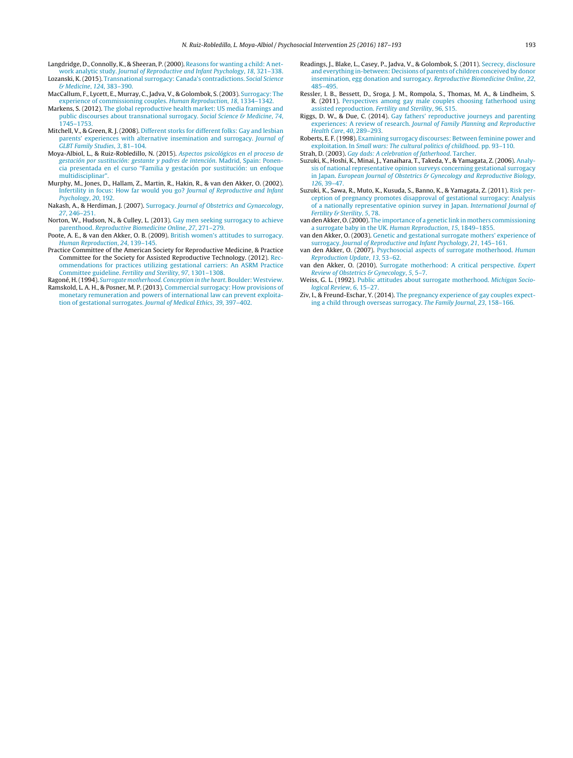Langdridge, D., Connolly, K., & Sheeran, P. (2000). Reasons for wanting a child: A network analytic study. *Journal of Reproductive and Infant Psychology*, *18*, 321–338.

Lozanski, K. (2015). Transnational surrogacy: Canada's contradictions. *Social Science & Medicine*, *124*, 383–390.

MacCallum, F., Lycett, E., Murray, C., Jadva, V., & Golombok, S. (2003). Surrogacy: The experience of commissioning couples. *Human Reproduction*, *18*, 1334–1342.

Markens, S. (2012). The global reproductive health market: US media framings and public discourses about transnational surrogacy. *Social Science & Medicine*, *74*, 1745–1753.

Mitchell, V., & Green, R. J. (2008). Different storks for different folks: Gay and lesbian parents' experiences with alternative insemination and surrogacy. *Journal of GLBT Family Studies*, *3*, 81–104.

Moya-Albiol, L., & Ruiz-Robledillo, N. (2015). *Aspectos psicológicos en el proceso de gestación por sustitución: gestante y padres de intención*. Madrid, Spain: Ponencia presentada en el curso "Familia y gestación por sustitución: un enfoque multidisciplinar".

Murphy, M., Jones, D., Hallam, Z., Martin, R., Hakin, R., & van den Akker, O. (2002). Infertility in focus: How far would you go? *Journal of Reproductive and Infant Psychology*, *20*, 192.

Nakash, A., & Herdiman, J. (2007). Surrogacy. *Journal of Obstetrics and Gynaecology*, *27*, 246–251.

Norton, W., Hudson, N., & Culley, L. (2013). Gay men seeking surrogacy to achieve parenthood. *Reproductive Biomedicine Online*, *27*, 271–279.

Poote, A. E., & van den Akker, O. B. (2009). British women's attitudes to surrogacy. *Human Reproduction*, *24*, 139–145.

Practice Committee of the American Society for Reproductive Medicine, & Practice Committee for the Society for Assisted Reproductive Technology. (2012). Recommendations for practices utilizing gestational carriers: An ASRM Practice Committee guideline. *Fertility and Sterility*, *97*, 1301–1308.

Ragoné, H. (1994). *Surrogate motherhood. Conception in the heart*. Boulder: Westview.

Ramskold, L. A. H., & Posner, M. P. (2013). Commercial surrogacy: How provisions of monetary remuneration and powers of international law can prevent exploitation of gestational surrogates. *Journal of Medical Ethics*, *39*, 397–402.

Readings, J., Blake, L., Casey, P., Jadva, V., & Golombok, S. (2011). Secrecy, disclosure and everything in-between: Decisions of parents of children conceived by donor insemination, egg donation and surrogacy. *Reproductive Biomedicine Online*, *22*, 485–495.

Ressler, I. B., Bessett, D., Sroga, J. M., Rompola, S., Thomas, M. A., & Lindheim, S. R. (2011). Perspectives among gay male couples choosing fatherhood using assisted reproduction. *Fertility and Sterility*, *96*, S15.

Riggs, D. W., & Due, C. (2014). Gay fathers' reproductive journeys and parenting experiences: A review of research. *Journal of Family Planning and Reproductive Health Care*, *40*, 289–293.

Roberts, E. F. (1998). Examining surrogacy discourses: Between feminine power and exploitation. In *Small wars: The cultural politics of childhood*. pp. 93–110.

Strah, D. (2003). *Gay dads: A celebration of fatherhood*. Tarcher.

Suzuki, K., Hoshi, K., Minai, J., Yanaihara, T., Takeda, Y., & Yamagata, Z. (2006). Analysis of national representative opinion surveys concerning gestational surrogacy in Japan. *European Journal of Obstetrics & Gynecology and Reproductive Biology*, *126*, 39–47.

Suzuki, K., Sawa, R., Muto, K., Kusuda, S., Banno, K., & Yamagata, Z. (2011). Risk perception of pregnancy promotes disapproval of gestational surrogacy: Analysis of a nationally representative opinion survey in Japan. *International Journal of Fertility & Sterility*, *5*, 78.

van den Akker, O. (2000). The importance of a genetic link in mothers commissioning a surrogate baby in the UK. *Human Reproduction*, *15*, 1849–1855.

van den Akker, O. (2003). Genetic and gestational surrogate mothers' experience of surrogacy. *Journal of Reproductive and Infant Psychology*, *21*, 145–161.

van den Akker, O. (2007). Psychosocial aspects of surrogate motherhood. *Human Reproduction Update*, *13*, 53–62.

van den Akker, O. (2010). Surrogate motherhood: A critical perspective. *Expert Review of Obstetrics & Gynecology*, *5*, 5–7.

Weiss, G. L. (1992). Public attitudes about surrogate motherhood. *Michigan Sociological Review*, *6*, 15–27.

Ziv, I., & Freund-Eschar, Y. (2014). The pregnancy experience of gay couples expecting a child through overseas surrogacy. *The Family Journal*, *23*, 158–166.